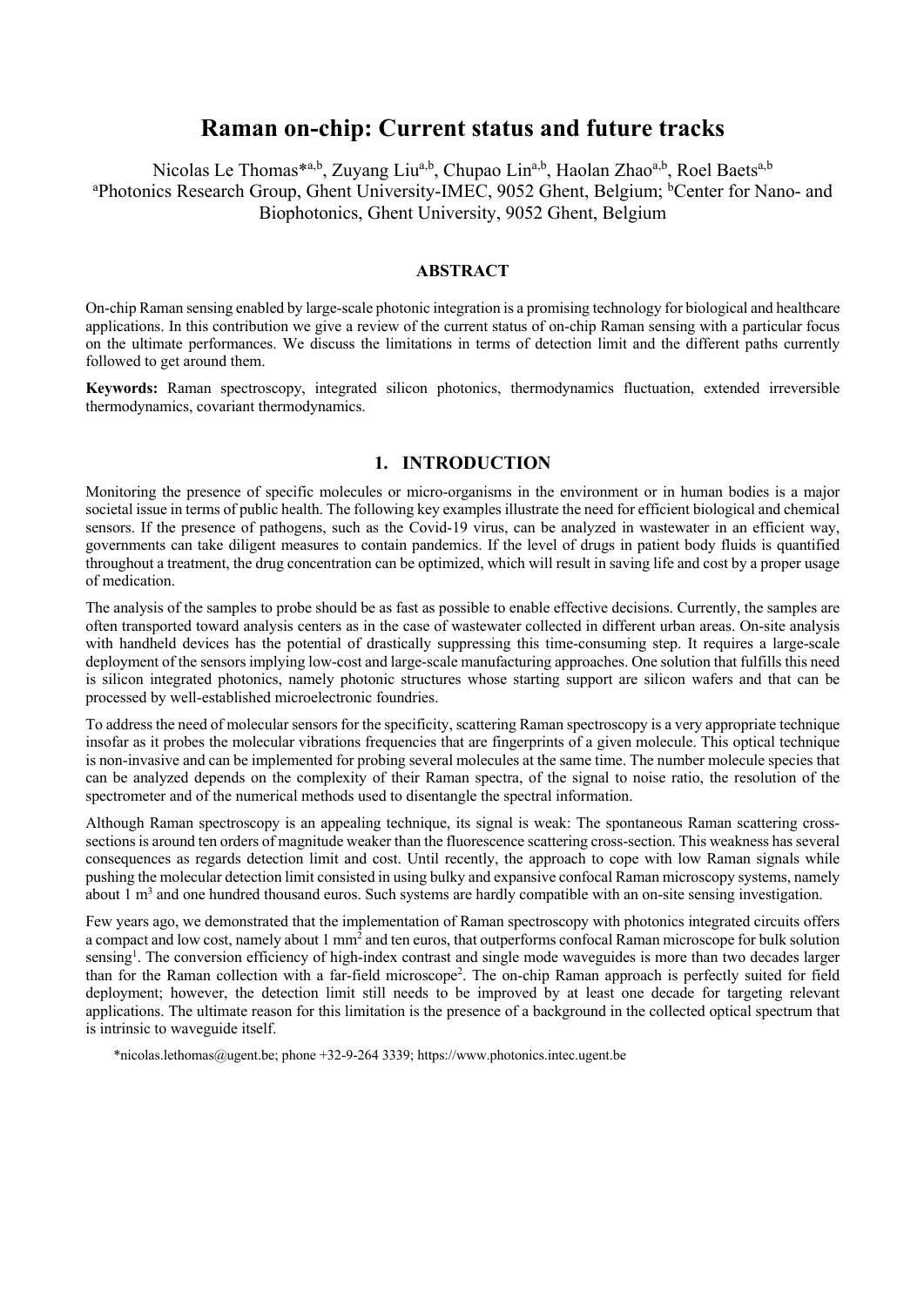# Raman on-chip: Current status and future tracks

Nicolas Le Thomas*[a,b], Zuyang Liu[a,b], Chupao Lin[a,b], Haolan Zhao[a,b], Roel Baets[a,b]

[a]Photonics Research Group, Ghent University-IMEC, 9052 Ghent, Belgium; [b]Center for Nano- and Biophotonics, Ghent University, 9052 Ghent, Belgium

## ABSTRACT

On-chip Raman sensing enabled by large-scale photonic integration is a promising technology for biological and healthcare applications. In this contribution we give a review of the current status of on-chip Raman sensing with a particular focus on the ultimate performances. We discuss the limitations in terms of detection limit and the different paths currently followed to get around them.

**Keywords:** Raman spectroscopy, integrated silicon photonics, thermodynamics fluctuation, extended irreversible thermodynamics, covariant thermodynamics.

## 1. INTRODUCTION

Monitoring the presence of specific molecules or micro-organisms in the environment or in human bodies is a major societal issue in terms of public health. The following key examples illustrate the need for efficient biological and chemical sensors. If the presence of pathogens, such as the Covid-19 virus, can be analyzed in wastewater in an efficient way, governments can take diligent measures to contain pandemics. If the level of drugs in patient body fluids is quantified throughout a treatment, the drug concentration can be optimized, which will result in saving life and cost by a proper usage of medication.

The analysis of the samples to probe should be as fast as possible to enable effective decisions. Currently, the samples are often transported toward analysis centers as in the case of wastewater collected in different urban areas. On-site analysis with handheld devices has the potential of drastically suppressing this time-consuming step. It requires a large-scale deployment of the sensors implying low-cost and large-scale manufacturing approaches. One solution that fulfills this need is silicon integrated photonics, namely photonic structures whose starting support are silicon wafers and that can be processed by well-established microelectronic foundries.

To address the need of molecular sensors for the specificity, scattering Raman spectroscopy is a very appropriate technique insofar as it probes the molecular vibrations frequencies that are fingerprints of a given molecule. This optical technique is non-invasive and can be implemented for probing several molecules at the same time. The number molecule species that can be analyzed depends on the complexity of their Raman spectra, of the signal to noise ratio, the resolution of the spectrometer and of the numerical methods used to disentangle the spectral information.

Although Raman spectroscopy is an appealing technique, its signal is weak: The spontaneous Raman scattering cross-sections is around ten orders of magnitude weaker than the fluorescence scattering cross-section. This weakness has several consequences as regards detection limit and cost. Until recently, the approach to cope with low Raman signals while pushing the molecular detection limit consisted in using bulky and expansive confocal Raman microscopy systems, namely about 1 $m^3$ and one hundred thousand euros. Such systems are hardly compatible with an on-site sensing investigation.

Few years ago, we demonstrated that the implementation of Raman spectroscopy with photonics integrated circuits offers a compact and low cost, namely about 1 $mm^2$ and ten euros, that outperforms confocal Raman microscope for bulk solution sensing[1]. The conversion efficiency of high-index contrast and single mode waveguides is more than two decades larger than for the Raman collection with a far-field microscope[2]. The on-chip Raman approach is perfectly suited for field deployment; however, the detection limit still needs to be improved by at least one decade for targeting relevant applications. The ultimate reason for this limitation is the presence of a background in the collected optical spectrum that is intrinsic to waveguide itself.

*nicolas.lethomas@ugent.be; phone +32-9-264 3339; https://www.photonics.intec.ugent.be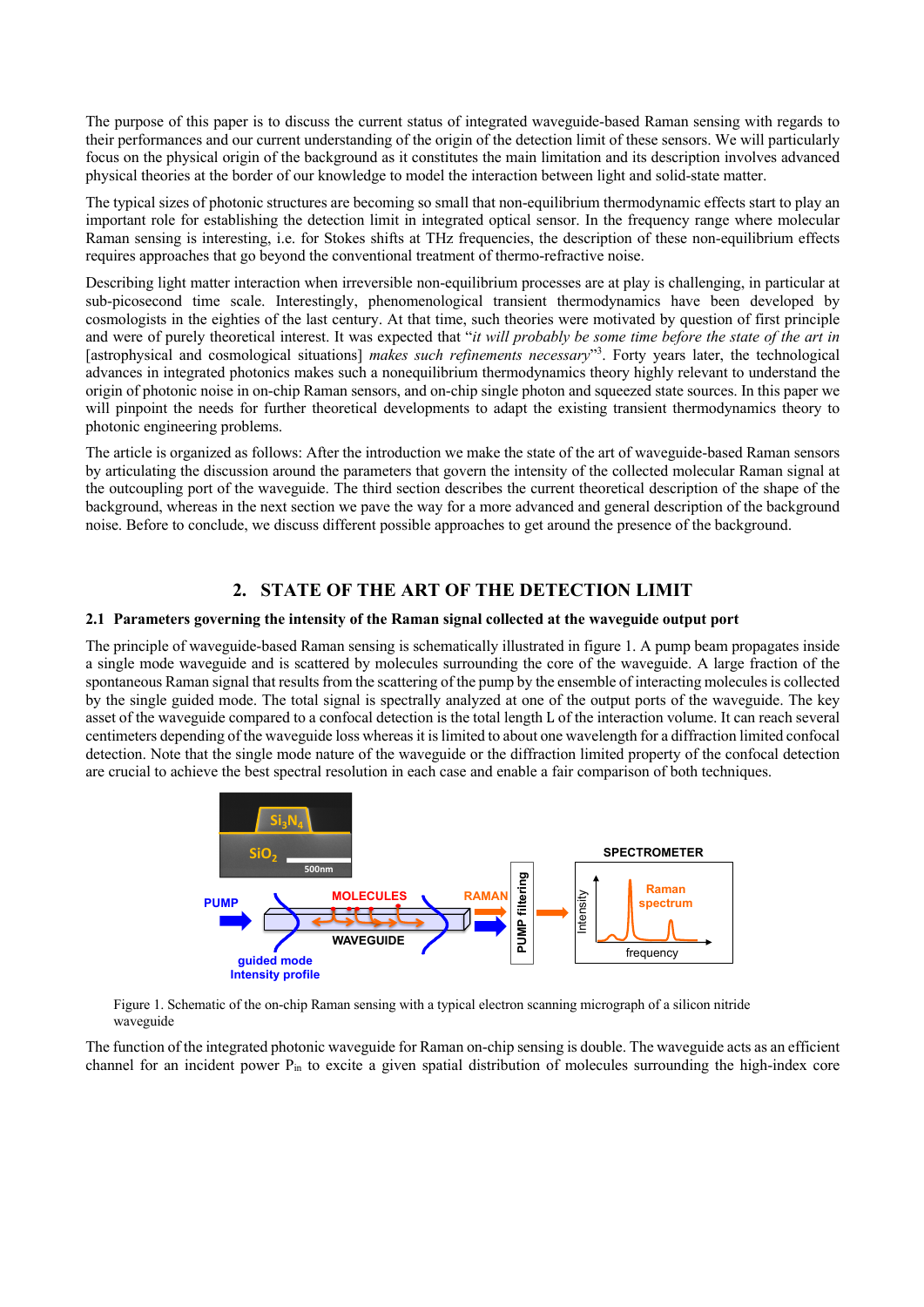The purpose of this paper is to discuss the current status of integrated waveguide-based Raman sensing with regards to their performances and our current understanding of the origin of the detection limit of these sensors. We will particularly focus on the physical origin of the background as it constitutes the main limitation and its description involves advanced physical theories at the border of our knowledge to model the interaction between light and solid-state matter.

The typical sizes of photonic structures are becoming so small that non-equilibrium thermodynamic effects start to play an important role for establishing the detection limit in integrated optical sensor. In the frequency range where molecular Raman sensing is interesting, i.e. for Stokes shifts at THz frequencies, the description of these non-equilibrium effects requires approaches that go beyond the conventional treatment of thermo-refractive noise.

Describing light matter interaction when irreversible non-equilibrium processes are at play is challenging, in particular at sub-picosecond time scale. Interestingly, phenomenological transient thermodynamics have been developed by cosmologists in the eighties of the last century. At that time, such theories were motivated by question of first principle and were of purely theoretical interest. It was expected that "*it will probably be some time before the state of the art in* [astrophysical and cosmological situations] *makes such refinements necessary*"[3]. Forty years later, the technological advances in integrated photonics makes such a nonequilibrium thermodynamics theory highly relevant to understand the origin of photonic noise in on-chip Raman sensors, and on-chip single photon and squeezed state sources. In this paper we will pinpoint the needs for further theoretical developments to adapt the existing transient thermodynamics theory to photonic engineering problems.

The article is organized as follows: After the introduction we make the state of the art of waveguide-based Raman sensors by articulating the discussion around the parameters that govern the intensity of the collected molecular Raman signal at the outcoupling port of the waveguide. The third section describes the current theoretical description of the shape of the background, whereas in the next section we pave the way for a more advanced and general description of the background noise. Before to conclude, we discuss different possible approaches to get around the presence of the background.

## 2. STATE OF THE ART OF THE DETECTION LIMIT

### 2.1 Parameters governing the intensity of the Raman signal collected at the waveguide output port

The principle of waveguide-based Raman sensing is schematically illustrated in figure 1. A pump beam propagates inside a single mode waveguide and is scattered by molecules surrounding the core of the waveguide. A large fraction of the spontaneous Raman signal that results from the scattering of the pump by the ensemble of interacting molecules is collected by the single guided mode. The total signal is spectrally analyzed at one of the output ports of the waveguide. The key asset of the waveguide compared to a confocal detection is the total length L of the interaction volume. It can reach several centimeters depending of the waveguide loss whereas it is limited to about one wavelength for a diffraction limited confocal detection. Note that the single mode nature of the waveguide or the diffraction limited property of the confocal detection are crucial to achieve the best spectral resolution in each case and enable a fair comparison of both techniques.

Figure 1. Schematic of the on-chip Raman sensing with a typical electron scanning micrograph of a silicon nitride waveguide

The function of the integrated photonic waveguide for Raman on-chip sensing is double. The waveguide acts as an efficient channel for an incident power $P_{in}$ to excite a given spatial distribution of molecules surrounding the high-index core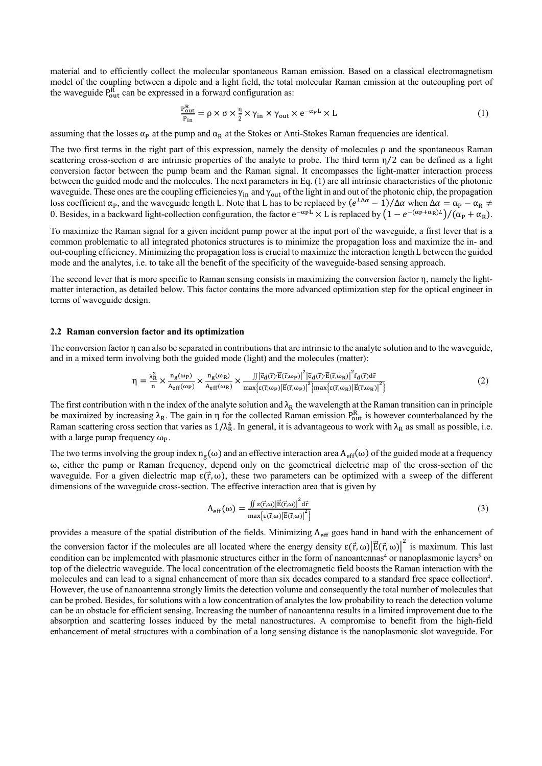material and to efficiently collect the molecular spontaneous Raman emission. Based on a classical electromagnetism model of the coupling between a dipole and a light field, the total molecular Raman emission at the outcoupling port of the waveguide $P_{out}^{R}$ can be expressed in a forward configuration as:

$$\frac{P_{out}^{R}}{P_{in}} = \rho \times \sigma \times \frac{\eta}{2} \times \gamma_{in} \times \gamma_{out} \times e^{-\alpha_P L} \times L \tag{1}$$

assuming that the losses $\alpha_P$ at the pump and $\alpha_R$ at the Stokes or Anti-Stokes Raman frequencies are identical.

The two first terms in the right part of this expression, namely the density of molecules $\rho$ and the spontaneous Raman scattering cross-section $\sigma$ are intrinsic properties of the analyte to probe. The third term $\eta/2$ can be defined as a light conversion factor between the pump beam and the Raman signal. It encompasses the light-matter interaction process between the guided mode and the molecules. The next parameters in Eq. (1) are all intrinsic characteristics of the photonic waveguide. These ones are the coupling efficiencies $\gamma_{in}$ and $\gamma_{out}$ of the light in and out of the photonic chip, the propagation loss coefficient $\alpha_P$, and the waveguide length L. Note that L has to be replaced by $(e^{L\Delta\alpha} - 1)/\Delta\alpha$ when $\Delta\alpha = \alpha_P - \alpha_R \neq 0$. Besides, in a backward light-collection configuration, the factor $e^{-\alpha_P L} \times L$ is replaced by $\left(1 - e^{-(\alpha_P + \alpha_R)L}\right)/(\alpha_P + \alpha_R)$.

To maximize the Raman signal for a given incident pump power at the input port of the waveguide, a first lever that is a common problematic to all integrated photonics structures is to minimize the propagation loss and maximize the in- and out-coupling efficiency. Minimizing the propagation loss is crucial to maximize the interaction length L between the guided mode and the analytes, i.e. to take all the benefit of the specificity of the waveguide-based sensing approach.

The second lever that is more specific to Raman sensing consists in maximizing the conversion factor $\eta$, namely the light-matter interaction, as detailed below. This factor contains the more advanced optimization step for the optical engineer in terms of waveguide design.

### 2.2 Raman conversion factor and its optimization

The conversion factor $\eta$ can also be separated in contributions that are intrinsic to the analyte solution and to the waveguide, and in a mixed term involving both the guided mode (light) and the molecules (matter):

$$\eta = \frac{\lambda_R^2}{n} \times \frac{n_g(\omega_P)}{A_{eff}(\omega_P)} \times \frac{n_g(\omega_R)}{A_{eff}(\omega_R)} \times \frac{\iint \left|\vec{e}_d(\vec{r}) \cdot \vec{E}(\vec{r}, \omega_P)\right|^2 \left|\vec{e}_d(\vec{r}) \cdot \vec{E}(\vec{r}, \omega_R)\right|^2 f_d(\vec{r}) d\vec{r}}{\max\left\{\varepsilon(\vec{r}, \omega_P)\left|\vec{E}(\vec{r}, \omega_P)\right|^2\right\} \max\left\{\varepsilon(\vec{r}, \omega_R)\left|\vec{E}(\vec{r}, \omega_R)\right|^2\right\}} \tag{2}$$

The first contribution with n the index of the analyte solution and $\lambda_R$ the wavelength at the Raman transition can in principle be maximized by increasing $\lambda_R$. The gain in $\eta$ for the collected Raman emission $P_{out}^{R}$ is however counterbalanced by the Raman scattering cross section that varies as $1/\lambda_R^4$. In general, it is advantageous to work with $\lambda_R$ as small as possible, i.e. with a large pump frequency $\omega_P$.

The two terms involving the group index $n_g(\omega)$ and an effective interaction area $A_{eff}(\omega)$ of the guided mode at a frequency $\omega$, either the pump or Raman frequency, depend only on the geometrical dielectric map of the cross-section of the waveguide. For a given dielectric map $\varepsilon(\vec{r}, \omega)$, these two parameters can be optimized with a sweep of the different dimensions of the waveguide cross-section. The effective interaction area that is given by

$$A_{eff}(\omega) = \frac{\iint \varepsilon(\vec{r}, \omega)\left|\vec{E}(\vec{r}, \omega)\right|^2 d\vec{r}}{\max\left\{\varepsilon(\vec{r}, \omega)\left|\vec{E}(\vec{r}, \omega)\right|^2\right\}} \tag{3}$$

provides a measure of the spatial distribution of the fields. Minimizing $A_{eff}$ goes hand in hand with the enhancement of the conversion factor if the molecules are all located where the energy density $\varepsilon(\vec{r}, \omega)\left|\vec{E}(\vec{r}, \omega)\right|^2$ is maximum. This last condition can be implemented with plasmonic structures either in the form of nanoantennas[4] or nanoplasmonic layers[5] on top of the dielectric waveguide. The local concentration of the electromagnetic field boosts the Raman interaction with the molecules and can lead to a signal enhancement of more than six decades compared to a standard free space collection[4]. However, the use of nanoantenna strongly limits the detection volume and consequently the total number of molecules that can be probed. Besides, for solutions with a low concentration of analytes the low probability to reach the detection volume can be an obstacle for efficient sensing. Increasing the number of nanoantenna results in a limited improvement due to the absorption and scattering losses induced by the metal nanostructures. A compromise to benefit from the high-field enhancement of metal structures with a combination of a long sensing distance is the nanoplasmonic slot waveguide. For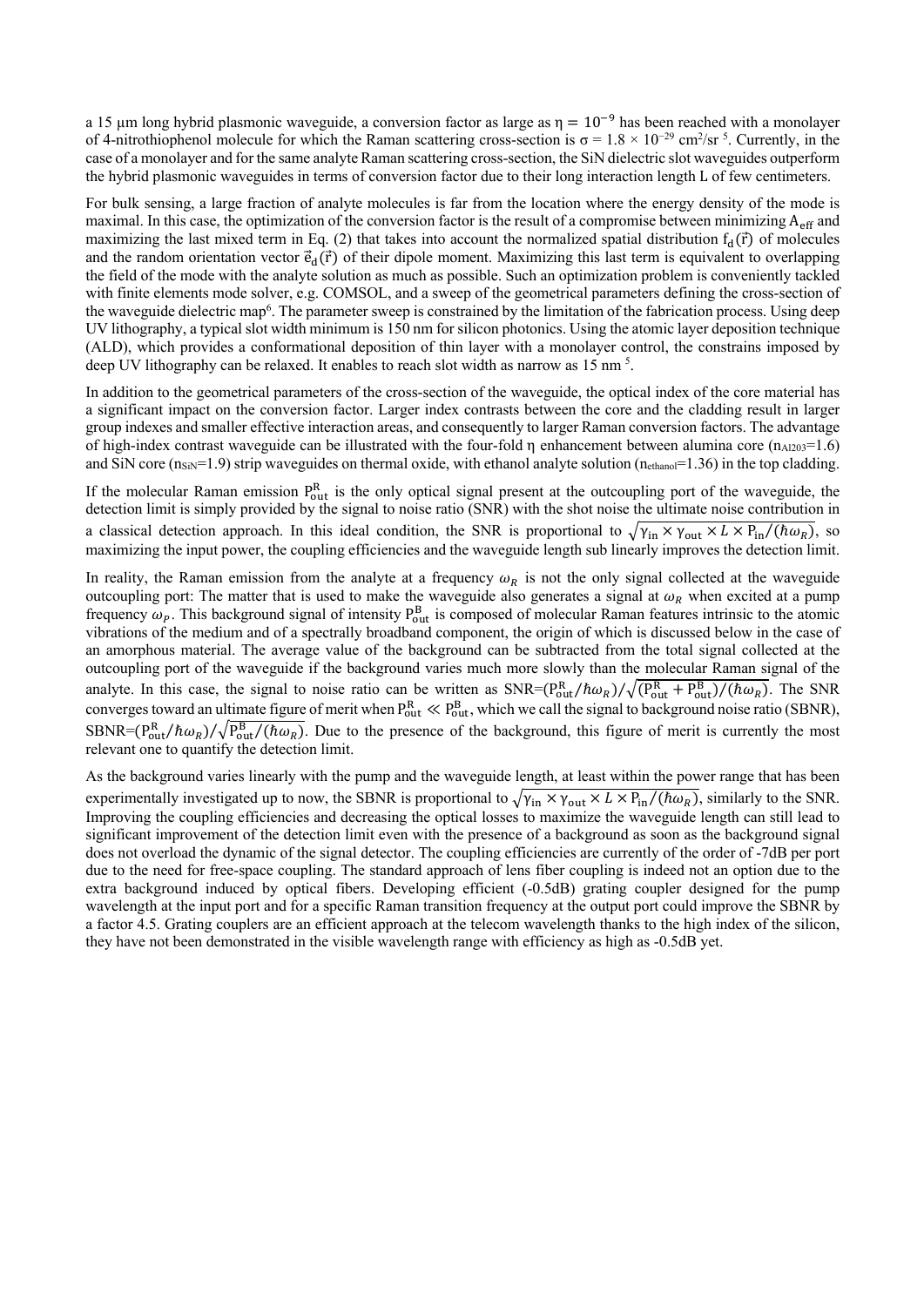a 15 µm long hybrid plasmonic waveguide, a conversion factor as large as $\eta = 10^{-9}$ has been reached with a monolayer of 4-nitrothiophenol molecule for which the Raman scattering cross-section is $\sigma = 1.8 \times 10^{-29}$ cm$^2$/sr [5]. Currently, in the case of a monolayer and for the same analyte Raman scattering cross-section, the SiN dielectric slot waveguides outperform the hybrid plasmonic waveguides in terms of conversion factor due to their long interaction length L of few centimeters.

For bulk sensing, a large fraction of analyte molecules is far from the location where the energy density of the mode is maximal. In this case, the optimization of the conversion factor is the result of a compromise between minimizing $A_{eff}$ and maximizing the last mixed term in Eq. (2) that takes into account the normalized spatial distribution $f_d(\vec{r})$ of molecules and the random orientation vector $\vec{e}_d(\vec{r})$ of their dipole moment. Maximizing this last term is equivalent to overlapping the field of the mode with the analyte solution as much as possible. Such an optimization problem is conveniently tackled with finite elements mode solver, e.g. COMSOL, and a sweep of the geometrical parameters defining the cross-section of the waveguide dielectric map[6]. The parameter sweep is constrained by the limitation of the fabrication process. Using deep UV lithography, a typical slot width minimum is 150 nm for silicon photonics. Using the atomic layer deposition technique (ALD), which provides a conformational deposition of thin layer with a monolayer control, the constrains imposed by deep UV lithography can be relaxed. It enables to reach slot width as narrow as 15 nm [5].

In addition to the geometrical parameters of the cross-section of the waveguide, the optical index of the core material has a significant impact on the conversion factor. Larger index contrasts between the core and the cladding result in larger group indexes and smaller effective interaction areas, and consequently to larger Raman conversion factors. The advantage of high-index contrast waveguide can be illustrated with the four-fold η enhancement between alumina core ($n_{Al2O3}$=1.6) and SiN core ($n_{SiN}$=1.9) strip waveguides on thermal oxide, with ethanol analyte solution ($n_{ethanol}$=1.36) in the top cladding.

If the molecular Raman emission $P_{out}^R$ is the only optical signal present at the outcoupling port of the waveguide, the detection limit is simply provided by the signal to noise ratio (SNR) with the shot noise the ultimate noise contribution in a classical detection approach. In this ideal condition, the SNR is proportional to $\sqrt{\gamma_{in} \times \gamma_{out} \times L \times P_{in}/(\hbar\omega_R)}$, so maximizing the input power, the coupling efficiencies and the waveguide length sub linearly improves the detection limit.

In reality, the Raman emission from the analyte at a frequency $\omega_R$ is not the only signal collected at the waveguide outcoupling port: The matter that is used to make the waveguide also generates a signal at $\omega_R$ when excited at a pump frequency $\omega_P$. This background signal of intensity $P_{out}^B$ is composed of molecular Raman features intrinsic to the atomic vibrations of the medium and of a spectrally broadband component, the origin of which is discussed below in the case of an amorphous material. The average value of the background can be subtracted from the total signal collected at the outcoupling port of the waveguide if the background varies much more slowly than the molecular Raman signal of the analyte. In this case, the signal to noise ratio can be written as SNR=$(P_{out}^R/\hbar\omega_R)/\sqrt{(P_{out}^R + P_{out}^B)/(\hbar\omega_R)}$. The SNR converges toward an ultimate figure of merit when $P_{out}^R \ll P_{out}^B$, which we call the signal to background noise ratio (SBNR), SBNR=$(P_{out}^R/\hbar\omega_R)/\sqrt{P_{out}^B/(\hbar\omega_R)}$. Due to the presence of the background, this figure of merit is currently the most relevant one to quantify the detection limit.

As the background varies linearly with the pump and the waveguide length, at least within the power range that has been experimentally investigated up to now, the SBNR is proportional to $\sqrt{\gamma_{in} \times \gamma_{out} \times L \times P_{in}/(\hbar\omega_R)}$, similarly to the SNR. Improving the coupling efficiencies and decreasing the optical losses to maximize the waveguide length can still lead to significant improvement of the detection limit even with the presence of a background as soon as the background signal does not overload the dynamic of the signal detector. The coupling efficiencies are currently of the order of -7dB per port due to the need for free-space coupling. The standard approach of lens fiber coupling is indeed not an option due to the extra background induced by optical fibers. Developing efficient (-0.5dB) grating coupler designed for the pump wavelength at the input port and for a specific Raman transition frequency at the output port could improve the SBNR by a factor 4.5. Grating couplers are an efficient approach at the telecom wavelength thanks to the high index of the silicon, they have not been demonstrated in the visible wavelength range with efficiency as high as -0.5dB yet.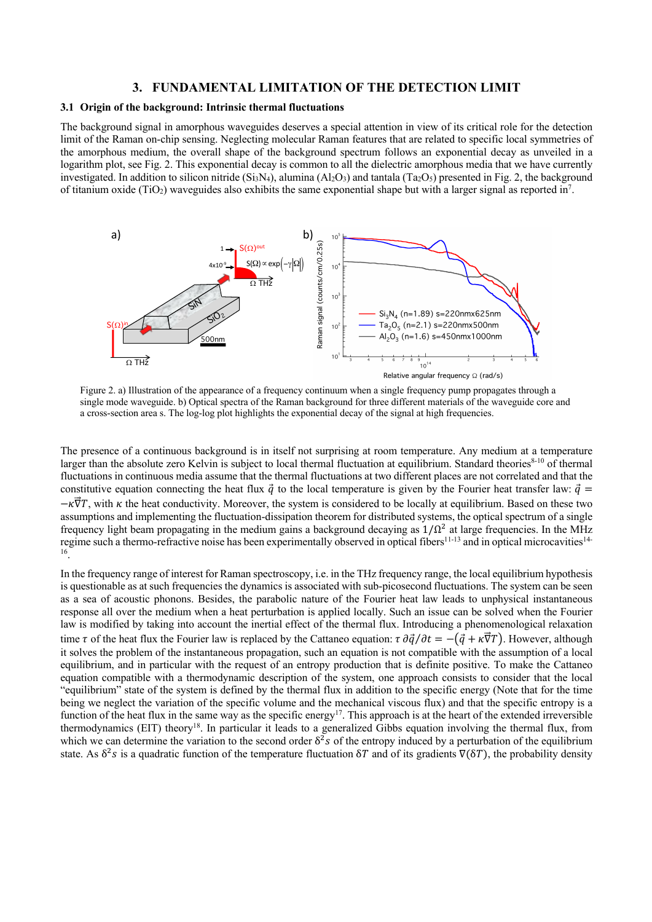## 3. FUNDAMENTAL LIMITATION OF THE DETECTION LIMIT

### 3.1 Origin of the background: Intrinsic thermal fluctuations

The background signal in amorphous waveguides deserves a special attention in view of its critical role for the detection limit of the Raman on-chip sensing. Neglecting molecular Raman features that are related to specific local symmetries of the amorphous medium, the overall shape of the background spectrum follows an exponential decay as unveiled in a logarithm plot, see Fig. 2. This exponential decay is common to all the dielectric amorphous media that we have currently investigated. In addition to silicon nitride ($Si_3N_4$), alumina ($Al_2O_3$) and tantala ($Ta_2O_5$) presented in Fig. 2, the background of titanium oxide ($TiO_2$) waveguides also exhibits the same exponential shape but with a larger signal as reported in[7].

Figure 2. a) Illustration of the appearance of a frequency continuum when a single frequency pump propagates through a single mode waveguide. b) Optical spectra of the Raman background for three different materials of the waveguide core and a cross-section area s. The log-log plot highlights the exponential decay of the signal at high frequencies.

The presence of a continuous background is in itself not surprising at room temperature. Any medium at a temperature larger than the absolute zero Kelvin is subject to local thermal fluctuation at equilibrium. Standard theories[8-10] of thermal fluctuations in continuous media assume that the thermal fluctuations at two different places are not correlated and that the constitutive equation connecting the heat flux $\vec{q}$ to the local temperature is given by the Fourier heat transfer law: $\vec{q} = -\kappa\vec{\nabla}T$, with $\kappa$ the heat conductivity. Moreover, the system is considered to be locally at equilibrium. Based on these two assumptions and implementing the fluctuation-dissipation theorem for distributed systems, the optical spectrum of a single frequency light beam propagating in the medium gains a background decaying as $1/\Omega^2$ at large frequencies. In the MHz regime such a thermo-refractive noise has been experimentally observed in optical fibers[11-13] and in optical microcavities[14-16].

In the frequency range of interest for Raman spectroscopy, i.e. in the THz frequency range, the local equilibrium hypothesis is questionable as at such frequencies the dynamics is associated with sub-picosecond fluctuations. The system can be seen as a sea of acoustic phonons. Besides, the parabolic nature of the Fourier heat law leads to unphysical instantaneous response all over the medium when a heat perturbation is applied locally. Such an issue can be solved when the Fourier law is modified by taking into account the inertial effect of the thermal flux. Introducing a phenomenological relaxation time $\tau$ of the heat flux the Fourier law is replaced by the Cattaneo equation: $\tau\, \partial\vec{q}/\partial t = -\left(\vec{q} + \kappa\vec{\nabla}T\right)$. However, although it solves the problem of the instantaneous propagation, such an equation is not compatible with the assumption of a local equilibrium, and in particular with the request of an entropy production that is definite positive. To make the Cattaneo equation compatible with a thermodynamic description of the system, one approach consists to consider that the local "equilibrium" state of the system is defined by the thermal flux in addition to the specific energy (Note that for the time being we neglect the variation of the specific volume and the mechanical viscous flux) and that the specific entropy is a function of the heat flux in the same way as the specific energy[17]. This approach is at the heart of the extended irreversible thermodynamics (EIT) theory[18]. In particular it leads to a generalized Gibbs equation involving the thermal flux, from which we can determine the variation to the second order $\delta^2 s$ of the entropy induced by a perturbation of the equilibrium state. As $\delta^2 s$ is a quadratic function of the temperature fluctuation $\delta T$ and of its gradients $\nabla(\delta T)$, the probability density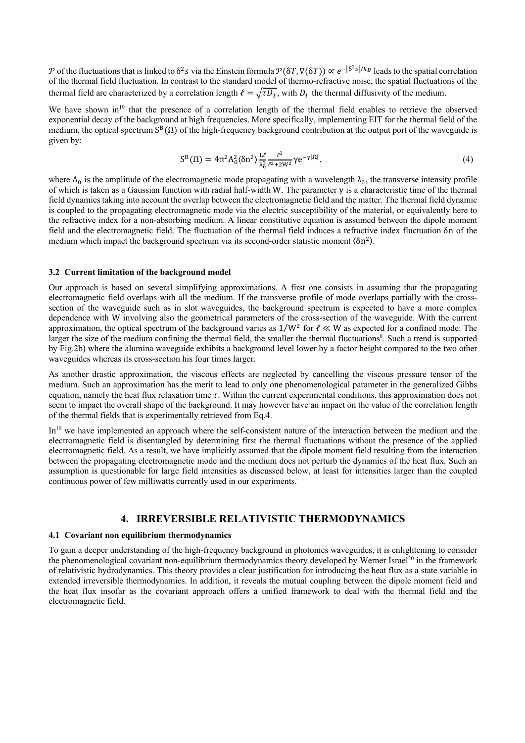$\mathcal{P}$ of the fluctuations that is linked to $\delta^2 s$ via the Einstein formula $\mathcal{P}(\delta T, \nabla(\delta T)) \propto e^{-|\delta^2 s|/k_B}$ leads to the spatial correlation of the thermal field fluctuation. In contrast to the standard model of thermo-refractive noise, the spatial fluctuations of the thermal field are characterized by a correlation length $\ell = \sqrt{\tau D_T}$, with $D_T$ the thermal diffusivity of the medium.

We have shown in[19] that the presence of a correlation length of the thermal field enables to retrieve the observed exponential decay of the background at high frequencies. More specifically, implementing EIT for the thermal field of the medium, the optical spectrum $S^B(\Omega)$ of the high-frequency background contribution at the output port of the waveguide is given by:

$$S^B(\Omega) = 4\pi^2 A_0^2 \langle \delta n^2 \rangle \frac{L\ell}{\lambda_0^2} \frac{\ell^2}{\ell^2 + 2W^2} \gamma e^{-\gamma|\Omega|}, \tag{4}$$

where $A_0$ is the amplitude of the electromagnetic mode propagating with a wavelength $\lambda_0$, the transverse intensity profile of which is taken as a Gaussian function with radial half-width $W$. The parameter $\gamma$ is a characteristic time of the thermal field dynamics taking into account the overlap between the electromagnetic field and the matter. The thermal field dynamic is coupled to the propagating electromagnetic mode via the electric susceptibility of the material, or equivalently here to the refractive index for a non-absorbing medium. A linear constitutive equation is assumed between the dipole moment field and the electromagnetic field. The fluctuation of the thermal field induces a refractive index fluctuation $\delta n$ of the medium which impact the background spectrum via its second-order statistic moment $\langle \delta n^2 \rangle$.

### 3.2 Current limitation of the background model

Our approach is based on several simplifying approximations. A first one consists in assuming that the propagating electromagnetic field overlaps with all the medium. If the transverse profile of mode overlaps partially with the cross-section of the waveguide such as in slot waveguides, the background spectrum is expected to have a more complex dependence with $W$ involving also the geometrical parameters of the cross-section of the waveguide. With the current approximation, the optical spectrum of the background varies as $1/W^2$ for $\ell \ll W$ as expected for a confined mode: The larger the size of the medium confining the thermal field, the smaller the thermal fluctuations[8]. Such a trend is supported by Fig.2b) where the alumina waveguide exhibits a background level lower by a factor height compared to the two other waveguides whereas its cross-section his four times larger.

As another drastic approximation, the viscous effects are neglected by cancelling the viscous pressure tensor of the medium. Such an approximation has the merit to lead to only one phenomenological parameter in the generalized Gibbs equation, namely the heat flux relaxation time $\tau$. Within the current experimental conditions, this approximation does not seem to impact the overall shape of the background. It may however have an impact on the value of the correlation length of the thermal fields that is experimentally retrieved from Eq.4.

In[19] we have implemented an approach where the self-consistent nature of the interaction between the medium and the electromagnetic field is disentangled by determining first the thermal fluctuations without the presence of the applied electromagnetic field. As a result, we have implicitly assumed that the dipole moment field resulting from the interaction between the propagating electromagnetic mode and the medium does not perturb the dynamics of the heat flux. Such an assumption is questionable for large field intensities as discussed below, at least for intensities larger than the coupled continuous power of few milliwatts currently used in our experiments.

## 4. IRREVERSIBLE RELATIVISTIC THERMODYNAMICS

### 4.1 Covariant non equilibrium thermodynamics

To gain a deeper understanding of the high-frequency background in photonics waveguides, it is enlightening to consider the phenomenological covariant non-equilibrium thermodynamics theory developed by Werner Israel[20] in the framework of relativistic hydrodynamics. This theory provides a clear justification for introducing the heat flux as a state variable in extended irreversible thermodynamics. In addition, it reveals the mutual coupling between the dipole moment field and the heat flux insofar as the covariant approach offers a unified framework to deal with the thermal field and the electromagnetic field.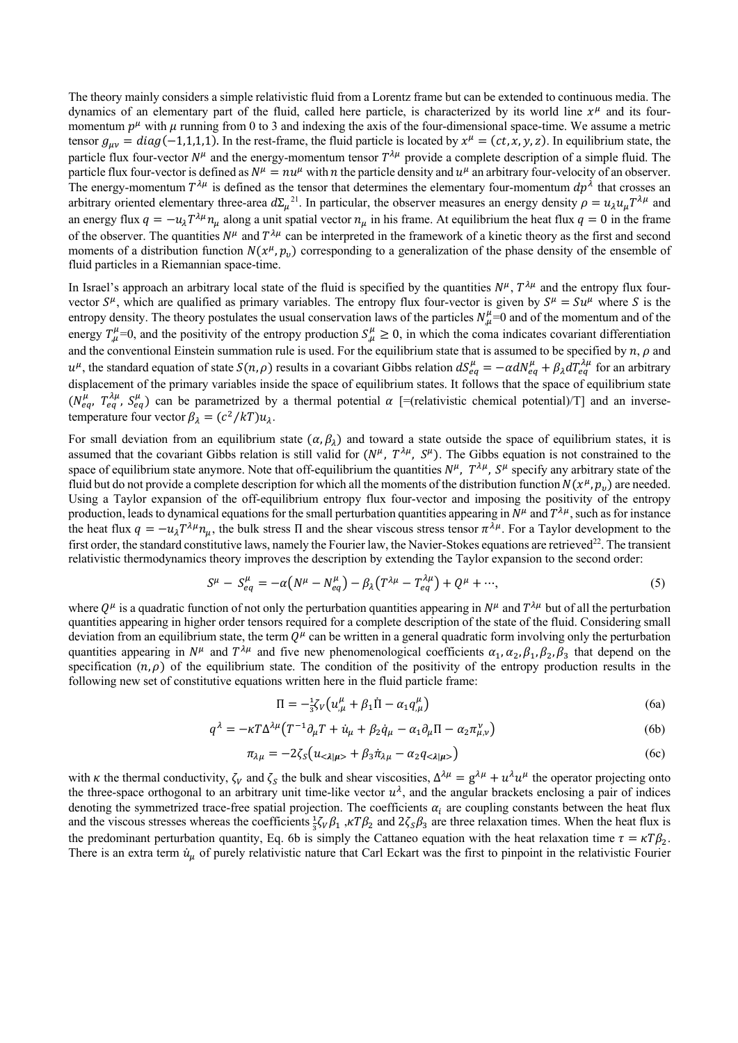The theory mainly considers a simple relativistic fluid from a Lorentz frame but can be extended to continuous media. The dynamics of an elementary part of the fluid, called here particle, is characterized by its world line $x^\mu$ and its four-momentum $p^\mu$ with $\mu$ running from 0 to 3 and indexing the axis of the four-dimensional space-time. We assume a metric tensor $g_{\mu\nu} = diag(-1,1,1,1)$. In the rest-frame, the fluid particle is located by $x^\mu = (ct, x, y, z)$. In equilibrium state, the particle flux four-vector $N^\mu$ and the energy-momentum tensor $T^{\lambda\mu}$ provide a complete description of a simple fluid. The particle flux four-vector is defined as $N^\mu = nu^\mu$ with $n$ the particle density and $u^\mu$ an arbitrary four-velocity of an observer. The energy-momentum $T^{\lambda\mu}$ is defined as the tensor that determines the elementary four-momentum $dp^\lambda$ that crosses an arbitrary oriented elementary three-area $d\Sigma_\mu$[21]. In particular, the observer measures an energy density $\rho = u_\lambda u_\mu T^{\lambda\mu}$ and an energy flux $q = -u_\lambda T^{\lambda\mu} n_\mu$ along a unit spatial vector $n_\mu$ in his frame. At equilibrium the heat flux $q = 0$ in the frame of the observer. The quantities $N^\mu$ and $T^{\lambda\mu}$ can be interpreted in the framework of a kinetic theory as the first and second moments of a distribution function $N(x^\mu, p_\nu)$ corresponding to a generalization of the phase density of the ensemble of fluid particles in a Riemannian space-time.

In Israel's approach an arbitrary local state of the fluid is specified by the quantities $N^\mu$, $T^{\lambda\mu}$ and the entropy flux four-vector $S^\mu$, which are qualified as primary variables. The entropy flux four-vector is given by $S^\mu = Su^\mu$ where $S$ is the entropy density. The theory postulates the usual conservation laws of the particles $N^\mu_{,\mu}$=0 and of the momentum and of the energy $T^{\mu}_{,\mu}$=0, and the positivity of the entropy production $S^\mu_{,\mu} \geq 0$, in which the coma indicates covariant differentiation and the conventional Einstein summation rule is used. For the equilibrium state that is assumed to be specified by $n$, $\rho$ and $u^\mu$, the standard equation of state $S(n,\rho)$ results in a covariant Gibbs relation $dS^\mu_{eq} = -\alpha dN^\mu_{eq} + \beta_\lambda dT^{\lambda\mu}_{eq}$ for an arbitrary displacement of the primary variables inside the space of equilibrium states. It follows that the space of equilibrium state ($N^\mu_{eq}$, $T^{\lambda\mu}_{eq}$, $S^\mu_{eq}$) can be parametrized by a thermal potential $\alpha$ [=(relativistic chemical potential)/T] and an inverse-temperature four vector $\beta_\lambda = (c^2/kT)u_\lambda$.

For small deviation from an equilibrium state $(\alpha, \beta_\lambda)$ and toward a state outside the space of equilibrium states, it is assumed that the covariant Gibbs relation is still valid for ($N^\mu$, $T^{\lambda\mu}$, $S^\mu$). The Gibbs equation is not constrained to the space of equilibrium state anymore. Note that off-equilibrium the quantities $N^\mu$, $T^{\lambda\mu}$, $S^\mu$ specify any arbitrary state of the fluid but do not provide a complete description for which all the moments of the distribution function $N(x^\mu, p_\nu)$ are needed. Using a Taylor expansion of the off-equilibrium entropy flux four-vector and imposing the positivity of the entropy production, leads to dynamical equations for the small perturbation quantities appearing in $N^\mu$ and $T^{\lambda\mu}$, such as for instance the heat flux $q = -u_\lambda T^{\lambda\mu} n_\mu$, the bulk stress $\Pi$ and the shear viscous stress tensor $\pi^{\lambda\mu}$. For a Taylor development to the first order, the standard constitutive laws, namely the Fourier law, the Navier-Stokes equations are retrieved[22]. The transient relativistic thermodynamics theory improves the description by extending the Taylor expansion to the second order:

$$S^\mu - S^\mu_{eq} = -\alpha\left(N^\mu - N^\mu_{eq}\right) - \beta_\lambda\left(T^{\lambda\mu} - T^{\lambda\mu}_{eq}\right) + Q^\mu + \cdots, \tag{5}$$

where $Q^\mu$ is a quadratic function of not only the perturbation quantities appearing in $N^\mu$ and $T^{\lambda\mu}$ but of all the perturbation quantities appearing in higher order tensors required for a complete description of the state of the fluid. Considering small deviation from an equilibrium state, the term $Q^\mu$ can be written in a general quadratic form involving only the perturbation quantities appearing in $N^\mu$ and $T^{\lambda\mu}$ and five new phenomenological coefficients $\alpha_1, \alpha_2, \beta_1, \beta_2, \beta_3$ that depend on the specification $(n, \rho)$ of the equilibrium state. The condition of the positivity of the entropy production results in the following new set of constitutive equations written here in the fluid particle frame:

$$\Pi = -\tfrac{1}{3}\zeta_V\left(u^\mu_{,\mu} + \beta_1\dot{\Pi} - \alpha_1 q^\mu_{,\mu}\right) \tag{6a}$$

$$q^\lambda = -\kappa T \Delta^{\lambda\mu}\left(T^{-1}\partial_\mu T + \dot{u}_\mu + \beta_2\dot{q}_\mu - \alpha_1\partial_\mu\Pi - \alpha_2\pi^\nu_{\mu,\nu}\right) \tag{6b}$$

$$\pi_{\lambda\mu} = -2\zeta_S\left(u_{<\lambda|\mu>} + \beta_3\dot{\pi}_{\lambda\mu} - \alpha_2 q_{<\lambda|\mu>}\right) \tag{6c}$$

with $\kappa$ the thermal conductivity, $\zeta_V$ and $\zeta_S$ the bulk and shear viscosities, $\Delta^{\lambda\mu} = g^{\lambda\mu} + u^\lambda u^\mu$ the operator projecting onto the three-space orthogonal to an arbitrary unit time-like vector $u^\lambda$, and the angular brackets enclosing a pair of indices denoting the symmetrized trace-free spatial projection. The coefficients $\alpha_i$ are coupling constants between the heat flux and the viscous stresses whereas the coefficients $\frac{1}{3}\zeta_V\beta_1$ ,$\kappa T\beta_2$ and $2\zeta_S\beta_3$ are three relaxation times. When the heat flux is the predominant perturbation quantity, Eq. 6b is simply the Cattaneo equation with the heat relaxation time $\tau = \kappa T\beta_2$. There is an extra term $\dot{u}_\mu$ of purely relativistic nature that Carl Eckart was the first to pinpoint in the relativistic Fourier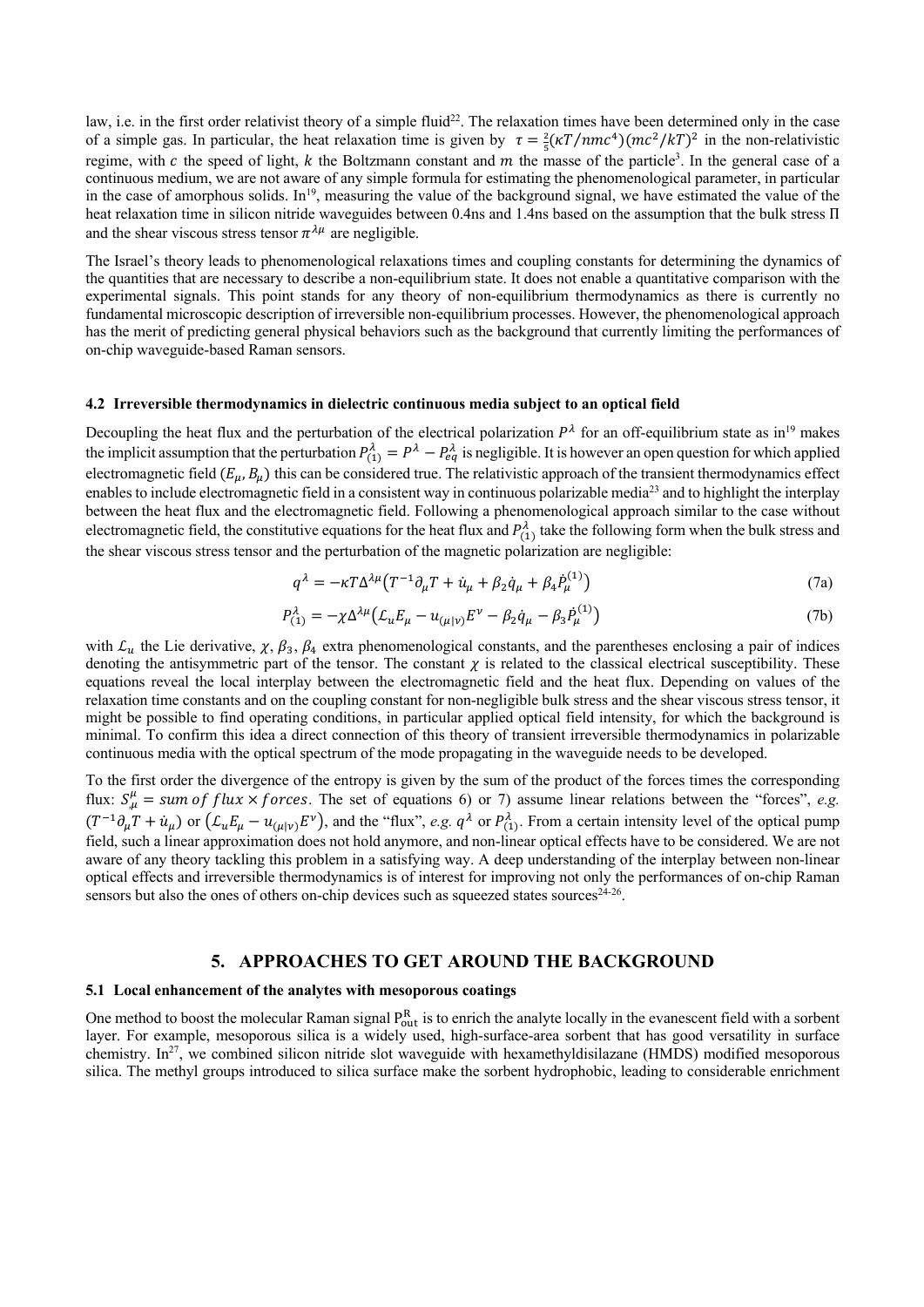law, i.e. in the first order relativist theory of a simple fluid[22]. The relaxation times have been determined only in the case of a simple gas. In particular, the heat relaxation time is given by $\tau = \frac{2}{5}(\kappa T/nmc^4)(mc^2/kT)^2$ in the non-relativistic regime, with $c$ the speed of light, $k$ the Boltzmann constant and $m$ the masse of the particle[3]. In the general case of a continuous medium, we are not aware of any simple formula for estimating the phenomenological parameter, in particular in the case of amorphous solids. In[19], measuring the value of the background signal, we have estimated the value of the heat relaxation time in silicon nitride waveguides between 0.4ns and 1.4ns based on the assumption that the bulk stress $\Pi$ and the shear viscous stress tensor $\pi^{\lambda\mu}$ are negligible.

The Israel's theory leads to phenomenological relaxations times and coupling constants for determining the dynamics of the quantities that are necessary to describe a non-equilibrium state. It does not enable a quantitative comparison with the experimental signals. This point stands for any theory of non-equilibrium thermodynamics as there is currently no fundamental microscopic description of irreversible non-equilibrium processes. However, the phenomenological approach has the merit of predicting general physical behaviors such as the background that currently limiting the performances of on-chip waveguide-based Raman sensors.

### 4.2 Irreversible thermodynamics in dielectric continuous media subject to an optical field

Decoupling the heat flux and the perturbation of the electrical polarization $P^\lambda$ for an off-equilibrium state as in[19] makes the implicit assumption that the perturbation $P^\lambda_{(1)} = P^\lambda - P^\lambda_{eq}$ is negligible. It is however an open question for which applied electromagnetic field $(E_\mu, B_\mu)$ this can be considered true. The relativistic approach of the transient thermodynamics effect enables to include electromagnetic field in a consistent way in continuous polarizable media[23] and to highlight the interplay between the heat flux and the electromagnetic field. Following a phenomenological approach similar to the case without electromagnetic field, the constitutive equations for the heat flux and $P^\lambda_{(1)}$ take the following form when the bulk stress and the shear viscous stress tensor and the perturbation of the magnetic polarization are negligible:

$$q^\lambda = -\kappa T \Delta^{\lambda\mu}\left(T^{-1}\partial_\mu T + \dot{u}_\mu + \beta_2 \dot{q}_\mu + \beta_4 \dot{P}^{(1)}_\mu\right) \tag{7a}$$

$$P^\lambda_{(1)} = -\chi \Delta^{\lambda\mu}\left(\mathcal{L}_u E_\mu - u_{(\mu|\nu)} E^\nu - \beta_2 \dot{q}_\mu - \beta_3 \dot{P}^{(1)}_\mu\right) \tag{7b}$$

with $\mathcal{L}_u$ the Lie derivative, $\chi$, $\beta_3$, $\beta_4$ extra phenomenological constants, and the parentheses enclosing a pair of indices denoting the antisymmetric part of the tensor. The constant $\chi$ is related to the classical electrical susceptibility. These equations reveal the local interplay between the electromagnetic field and the heat flux. Depending on values of the relaxation time constants and on the coupling constant for non-negligible bulk stress and the shear viscous stress tensor, it might be possible to find operating conditions, in particular applied optical field intensity, for which the background is minimal. To confirm this idea a direct connection of this theory of transient irreversible thermodynamics in polarizable continuous media with the optical spectrum of the mode propagating in the waveguide needs to be developed.

To the first order the divergence of the entropy is given by the sum of the product of the forces times the corresponding flux: $S^\mu_{,\mu} = sum\ of\ flux \times forces$. The set of equations 6) or 7) assume linear relations between the "forces", *e.g.* $(T^{-1}\partial_\mu T + \dot{u}_\mu)$ or $(\mathcal{L}_u E_\mu - u_{(\mu|\nu)} E^\nu)$, and the "flux", *e.g.* $q^\lambda$ or $P^\lambda_{(1)}$. From a certain intensity level of the optical pump field, such a linear approximation does not hold anymore, and non-linear optical effects have to be considered. We are not aware of any theory tackling this problem in a satisfying way. A deep understanding of the interplay between non-linear optical effects and irreversible thermodynamics is of interest for improving not only the performances of on-chip Raman sensors but also the ones of others on-chip devices such as squeezed states sources[24-26].

## 5. APPROACHES TO GET AROUND THE BACKGROUND

### 5.1 Local enhancement of the analytes with mesoporous coatings

One method to boost the molecular Raman signal $P^R_{out}$ is to enrich the analyte locally in the evanescent field with a sorbent layer. For example, mesoporous silica is a widely used, high-surface-area sorbent that has good versatility in surface chemistry. In[27], we combined silicon nitride slot waveguide with hexamethyldisilazane (HMDS) modified mesoporous silica. The methyl groups introduced to silica surface make the sorbent hydrophobic, leading to considerable enrichment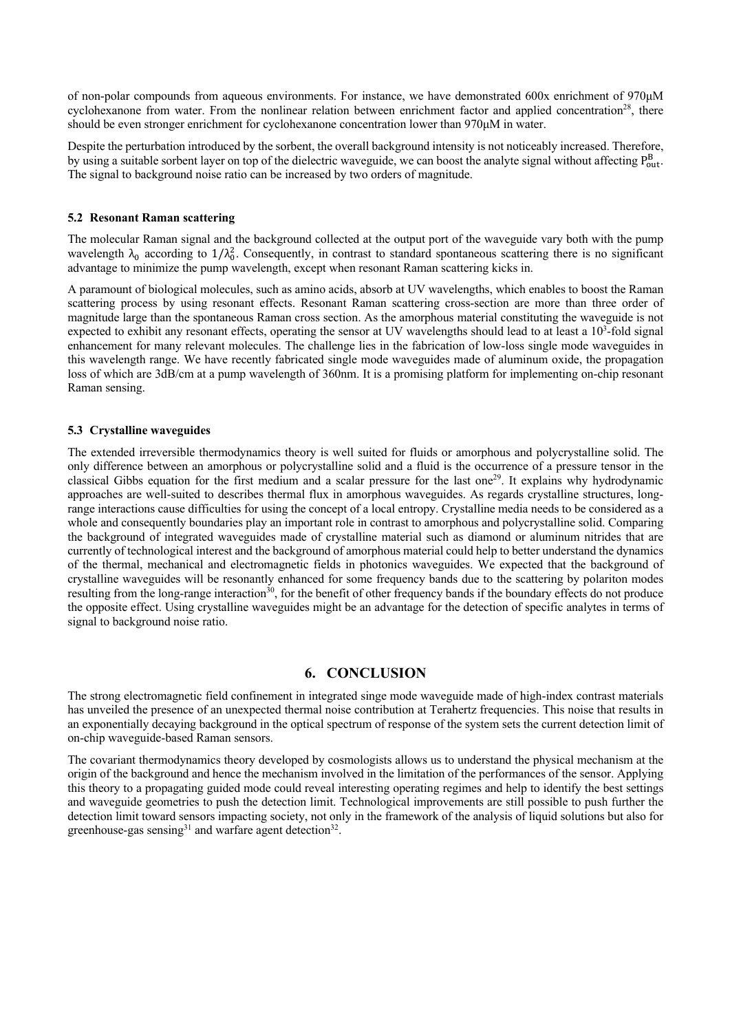of non-polar compounds from aqueous environments. For instance, we have demonstrated 600x enrichment of 970µM cyclohexanone from water. From the nonlinear relation between enrichment factor and applied concentration[28], there should be even stronger enrichment for cyclohexanone concentration lower than 970µM in water.

Despite the perturbation introduced by the sorbent, the overall background intensity is not noticeably increased. Therefore, by using a suitable sorbent layer on top of the dielectric waveguide, we can boost the analyte signal without affecting $P_{out}^{B}$. The signal to background noise ratio can be increased by two orders of magnitude.

### 5.2 Resonant Raman scattering

The molecular Raman signal and the background collected at the output port of the waveguide vary both with the pump wavelength $\lambda_0$ according to $1/\lambda_0^2$. Consequently, in contrast to standard spontaneous scattering there is no significant advantage to minimize the pump wavelength, except when resonant Raman scattering kicks in.

A paramount of biological molecules, such as amino acids, absorb at UV wavelengths, which enables to boost the Raman scattering process by using resonant effects. Resonant Raman scattering cross-section are more than three order of magnitude large than the spontaneous Raman cross section. As the amorphous material constituting the waveguide is not expected to exhibit any resonant effects, operating the sensor at UV wavelengths should lead to at least a $10^3$-fold signal enhancement for many relevant molecules. The challenge lies in the fabrication of low-loss single mode waveguides in this wavelength range. We have recently fabricated single mode waveguides made of aluminum oxide, the propagation loss of which are 3dB/cm at a pump wavelength of 360nm. It is a promising platform for implementing on-chip resonant Raman sensing.

### 5.3 Crystalline waveguides

The extended irreversible thermodynamics theory is well suited for fluids or amorphous and polycrystalline solid. The only difference between an amorphous or polycrystalline solid and a fluid is the occurrence of a pressure tensor in the classical Gibbs equation for the first medium and a scalar pressure for the last one[29]. It explains why hydrodynamic approaches are well-suited to describes thermal flux in amorphous waveguides. As regards crystalline structures, long-range interactions cause difficulties for using the concept of a local entropy. Crystalline media needs to be considered as a whole and consequently boundaries play an important role in contrast to amorphous and polycrystalline solid. Comparing the background of integrated waveguides made of crystalline material such as diamond or aluminum nitrides that are currently of technological interest and the background of amorphous material could help to better understand the dynamics of the thermal, mechanical and electromagnetic fields in photonics waveguides. We expected that the background of crystalline waveguides will be resonantly enhanced for some frequency bands due to the scattering by polariton modes resulting from the long-range interaction[30], for the benefit of other frequency bands if the boundary effects do not produce the opposite effect. Using crystalline waveguides might be an advantage for the detection of specific analytes in terms of signal to background noise ratio.

## 6. CONCLUSION

The strong electromagnetic field confinement in integrated singe mode waveguide made of high-index contrast materials has unveiled the presence of an unexpected thermal noise contribution at Terahertz frequencies. This noise that results in an exponentially decaying background in the optical spectrum of response of the system sets the current detection limit of on-chip waveguide-based Raman sensors.

The covariant thermodynamics theory developed by cosmologists allows us to understand the physical mechanism at the origin of the background and hence the mechanism involved in the limitation of the performances of the sensor. Applying this theory to a propagating guided mode could reveal interesting operating regimes and help to identify the best settings and waveguide geometries to push the detection limit. Technological improvements are still possible to push further the detection limit toward sensors impacting society, not only in the framework of the analysis of liquid solutions but also for greenhouse-gas sensing[31] and warfare agent detection[32].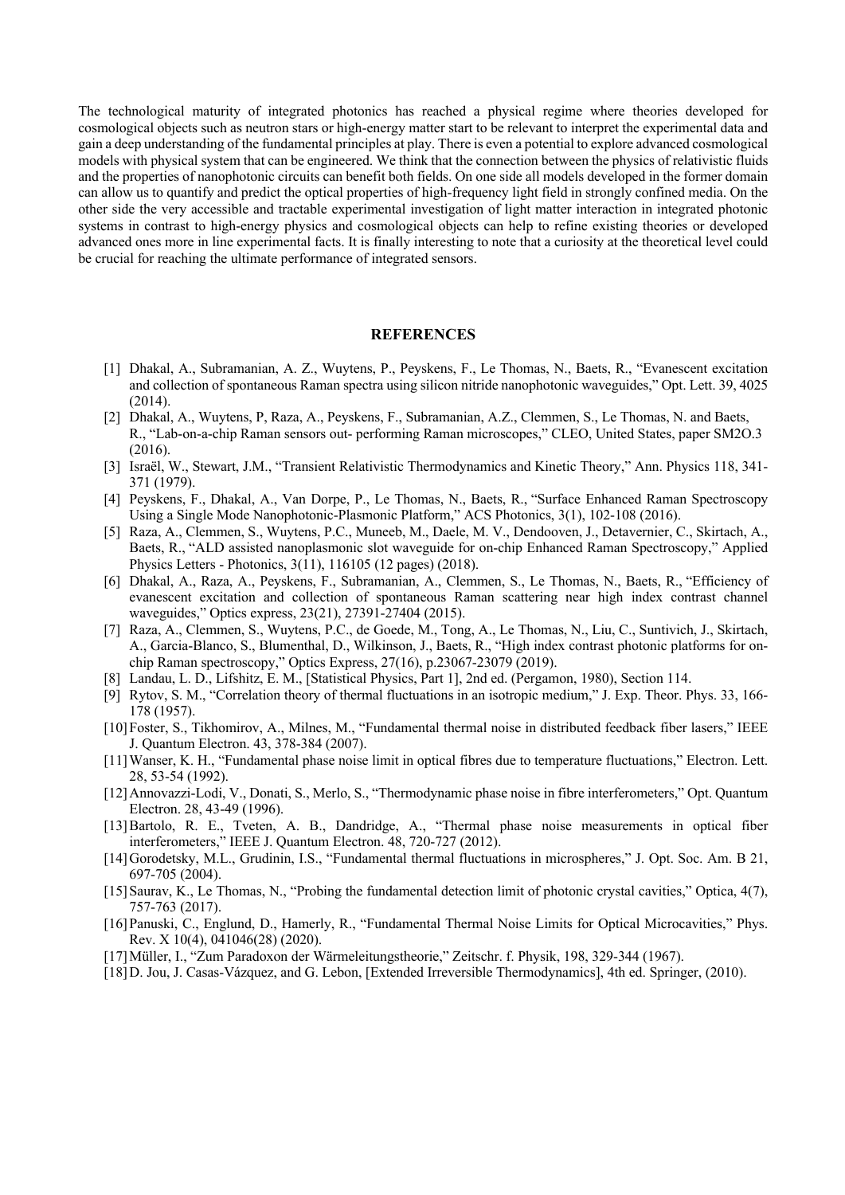The technological maturity of integrated photonics has reached a physical regime where theories developed for cosmological objects such as neutron stars or high-energy matter start to be relevant to interpret the experimental data and gain a deep understanding of the fundamental principles at play. There is even a potential to explore advanced cosmological models with physical system that can be engineered. We think that the connection between the physics of relativistic fluids and the properties of nanophotonic circuits can benefit both fields. On one side all models developed in the former domain can allow us to quantify and predict the optical properties of high-frequency light field in strongly confined media. On the other side the very accessible and tractable experimental investigation of light matter interaction in integrated photonic systems in contrast to high-energy physics and cosmological objects can help to refine existing theories or developed advanced ones more in line experimental facts. It is finally interesting to note that a curiosity at the theoretical level could be crucial for reaching the ultimate performance of integrated sensors.

## REFERENCES

[1] Dhakal, A., Subramanian, A. Z., Wuytens, P., Peyskens, F., Le Thomas, N., Baets, R., "Evanescent excitation and collection of spontaneous Raman spectra using silicon nitride nanophotonic waveguides," Opt. Lett. 39, 4025 (2014).

[2] Dhakal, A., Wuytens, P, Raza, A., Peyskens, F., Subramanian, A.Z., Clemmen, S., Le Thomas, N. and Baets, R., "Lab-on-a-chip Raman sensors out- performing Raman microscopes," CLEO, United States, paper SM2O.3 (2016).

[3] Israël, W., Stewart, J.M., "Transient Relativistic Thermodynamics and Kinetic Theory," Ann. Physics 118, 341-371 (1979).

[4] Peyskens, F., Dhakal, A., Van Dorpe, P., Le Thomas, N., Baets, R., "Surface Enhanced Raman Spectroscopy Using a Single Mode Nanophotonic-Plasmonic Platform," ACS Photonics, 3(1), 102-108 (2016).

[5] Raza, A., Clemmen, S., Wuytens, P.C., Muneeb, M., Daele, M. V., Dendooven, J., Detavernier, C., Skirtach, A., Baets, R., "ALD assisted nanoplasmonic slot waveguide for on-chip Enhanced Raman Spectroscopy," Applied Physics Letters - Photonics, 3(11), 116105 (12 pages) (2018).

[6] Dhakal, A., Raza, A., Peyskens, F., Subramanian, A., Clemmen, S., Le Thomas, N., Baets, R., "Efficiency of evanescent excitation and collection of spontaneous Raman scattering near high index contrast channel waveguides," Optics express, 23(21), 27391-27404 (2015).

[7] Raza, A., Clemmen, S., Wuytens, P.C., de Goede, M., Tong, A., Le Thomas, N., Liu, C., Suntivich, J., Skirtach, A., Garcia-Blanco, S., Blumenthal, D., Wilkinson, J., Baets, R., "High index contrast photonic platforms for on-chip Raman spectroscopy," Optics Express, 27(16), p.23067-23079 (2019).

[8] Landau, L. D., Lifshitz, E. M., [Statistical Physics, Part 1], 2nd ed. (Pergamon, 1980), Section 114.

[9] Rytov, S. M., "Correlation theory of thermal fluctuations in an isotropic medium," J. Exp. Theor. Phys. 33, 166-178 (1957).

[10] Foster, S., Tikhomirov, A., Milnes, M., "Fundamental thermal noise in distributed feedback fiber lasers," IEEE J. Quantum Electron. 43, 378-384 (2007).

[11] Wanser, K. H., "Fundamental phase noise limit in optical fibres due to temperature fluctuations," Electron. Lett. 28, 53-54 (1992).

[12] Annovazzi-Lodi, V., Donati, S., Merlo, S., "Thermodynamic phase noise in fibre interferometers," Opt. Quantum Electron. 28, 43-49 (1996).

[13] Bartolo, R. E., Tveten, A. B., Dandridge, A., "Thermal phase noise measurements in optical fiber interferometers," IEEE J. Quantum Electron. 48, 720-727 (2012).

[14] Gorodetsky, M.L., Grudinin, I.S., "Fundamental thermal fluctuations in microspheres," J. Opt. Soc. Am. B 21, 697-705 (2004).

[15] Saurav, K., Le Thomas, N., "Probing the fundamental detection limit of photonic crystal cavities," Optica, 4(7), 757-763 (2017).

[16] Panuski, C., Englund, D., Hamerly, R., "Fundamental Thermal Noise Limits for Optical Microcavities," Phys. Rev. X 10(4), 041046(28) (2020).

[17] Müller, I., "Zum Paradoxon der Wärmeleitungstheorie," Zeitschr. f. Physik, 198, 329-344 (1967).

[18] D. Jou, J. Casas-Vázquez, and G. Lebon, [Extended Irreversible Thermodynamics], 4th ed. Springer, (2010).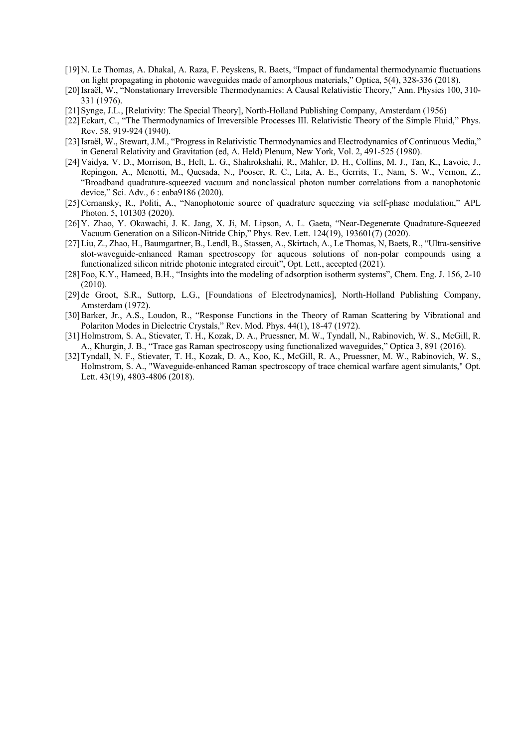[19] N. Le Thomas, A. Dhakal, A. Raza, F. Peyskens, R. Baets, "Impact of fundamental thermodynamic fluctuations on light propagating in photonic waveguides made of amorphous materials," Optica, 5(4), 328-336 (2018).

[20] Israël, W., "Nonstationary Irreversible Thermodynamics: A Causal Relativistic Theory," Ann. Physics 100, 310-331 (1976).

[21] Synge, J.L., [Relativity: The Special Theory], North-Holland Publishing Company, Amsterdam (1956)

[22] Eckart, C., "The Thermodynamics of Irreversible Processes III. Relativistic Theory of the Simple Fluid," Phys. Rev. 58, 919-924 (1940).

[23] Israël, W., Stewart, J.M., "Progress in Relativistic Thermodynamics and Electrodynamics of Continuous Media," in General Relativity and Gravitation (ed, A. Held) Plenum, New York, Vol. 2, 491-525 (1980).

[24] Vaidya, V. D., Morrison, B., Helt, L. G., Shahrokshahi, R., Mahler, D. H., Collins, M. J., Tan, K., Lavoie, J., Repingon, A., Menotti, M., Quesada, N., Pooser, R. C., Lita, A. E., Gerrits, T., Nam, S. W., Vernon, Z., "Broadband quadrature-squeezed vacuum and nonclassical photon number correlations from a nanophotonic device," Sci. Adv., 6 : eaba9186 (2020).

[25] Cernansky, R., Politi, A., "Nanophotonic source of quadrature squeezing via self-phase modulation," APL Photon. 5, 101303 (2020).

[26] Y. Zhao, Y. Okawachi, J. K. Jang, X. Ji, M. Lipson, A. L. Gaeta, "Near-Degenerate Quadrature-Squeezed Vacuum Generation on a Silicon-Nitride Chip," Phys. Rev. Lett. 124(19), 193601(7) (2020).

[27] Liu, Z., Zhao, H., Baumgartner, B., Lendl, B., Stassen, A., Skirtach, A., Le Thomas, N, Baets, R., "Ultra-sensitive slot-waveguide-enhanced Raman spectroscopy for aqueous solutions of non-polar compounds using a functionalized silicon nitride photonic integrated circuit", Opt. Lett., accepted (2021).

[28] Foo, K.Y., Hameed, B.H., "Insights into the modeling of adsorption isotherm systems", Chem. Eng. J. 156, 2-10 (2010).

[29] de Groot, S.R., Suttorp, L.G., [Foundations of Electrodynamics], North-Holland Publishing Company, Amsterdam (1972).

[30] Barker, Jr., A.S., Loudon, R., "Response Functions in the Theory of Raman Scattering by Vibrational and Polariton Modes in Dielectric Crystals," Rev. Mod. Phys. 44(1), 18-47 (1972).

[31] Holmstrom, S. A., Stievater, T. H., Kozak, D. A., Pruessner, M. W., Tyndall, N., Rabinovich, W. S., McGill, R. A., Khurgin, J. B., "Trace gas Raman spectroscopy using functionalized waveguides," Optica 3, 891 (2016).

[32] Tyndall, N. F., Stievater, T. H., Kozak, D. A., Koo, K., McGill, R. A., Pruessner, M. W., Rabinovich, W. S., Holmstrom, S. A., "Waveguide-enhanced Raman spectroscopy of trace chemical warfare agent simulants," Opt. Lett. 43(19), 4803-4806 (2018).